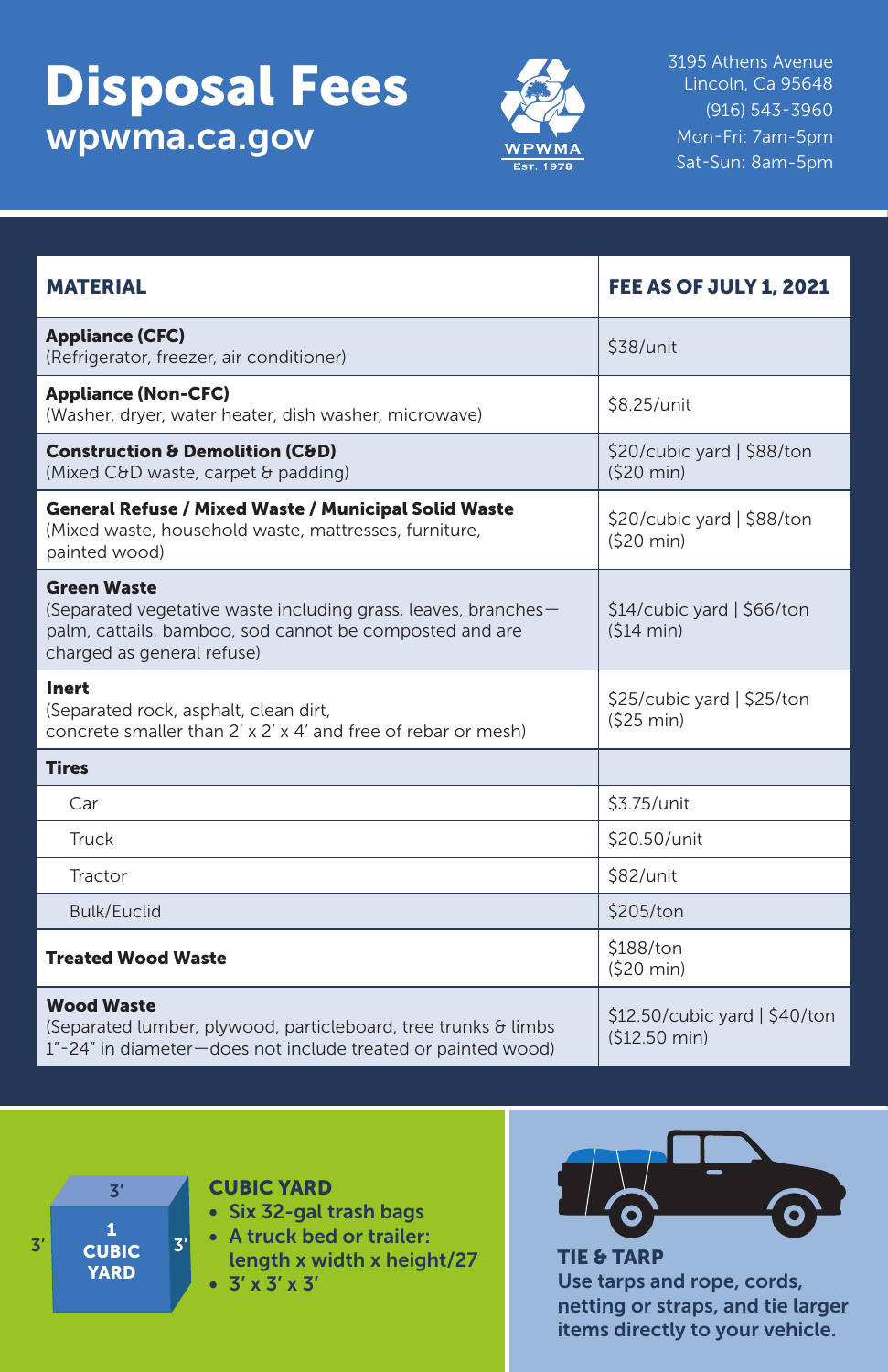# Disposal Fees

## wpwma.ca.gov

WPWMA
Est. 1978

3195 Athens Avenue
Lincoln, Ca 95648
(916) 543-3960
Mon-Fri: 7am-5pm
Sat-Sun: 8am-5pm

| MATERIAL | FEE AS OF JULY 1, 2021 |
|---|---|
| **Appliance (CFC)** (Refrigerator, freezer, air conditioner) | $38/unit |
| **Appliance (Non-CFC)** (Washer, dryer, water heater, dish washer, microwave) | $8.25/unit |
| **Construction & Demolition (C&D)** (Mixed C&D waste, carpet & padding) | $20/cubic yard \| $88/ton ($20 min) |
| **General Refuse / Mixed Waste / Municipal Solid Waste** (Mixed waste, household waste, mattresses, furniture, painted wood) | $20/cubic yard \| $88/ton ($20 min) |
| **Green Waste** (Separated vegetative waste including grass, leaves, branches—palm, cattails, bamboo, sod cannot be composted and are charged as general refuse) | $14/cubic yard \| $66/ton ($14 min) |
| **Inert** (Separated rock, asphalt, clean dirt, concrete smaller than 2' x 2' x 4' and free of rebar or mesh) | $25/cubic yard \| $25/ton ($25 min) |
| **Tires** | |
| Car | $3.75/unit |
| Truck | $20.50/unit |
| Tractor | $82/unit |
| Bulk/Euclid | $205/ton |
| **Treated Wood Waste** | $188/ton ($20 min) |
| **Wood Waste** (Separated lumber, plywood, particleboard, tree trunks & limbs 1"-24" in diameter—does not include treated or painted wood) | $12.50/cubic yard \| $40/ton ($12.50 min) |

### CUBIC YARD

- Six 32-gal trash bags
- A truck bed or trailer: length x width x height/27
- 3' x 3' x 3'

### TIE & TARP

Use tarps and rope, cords, netting or straps, and tie larger items directly to your vehicle.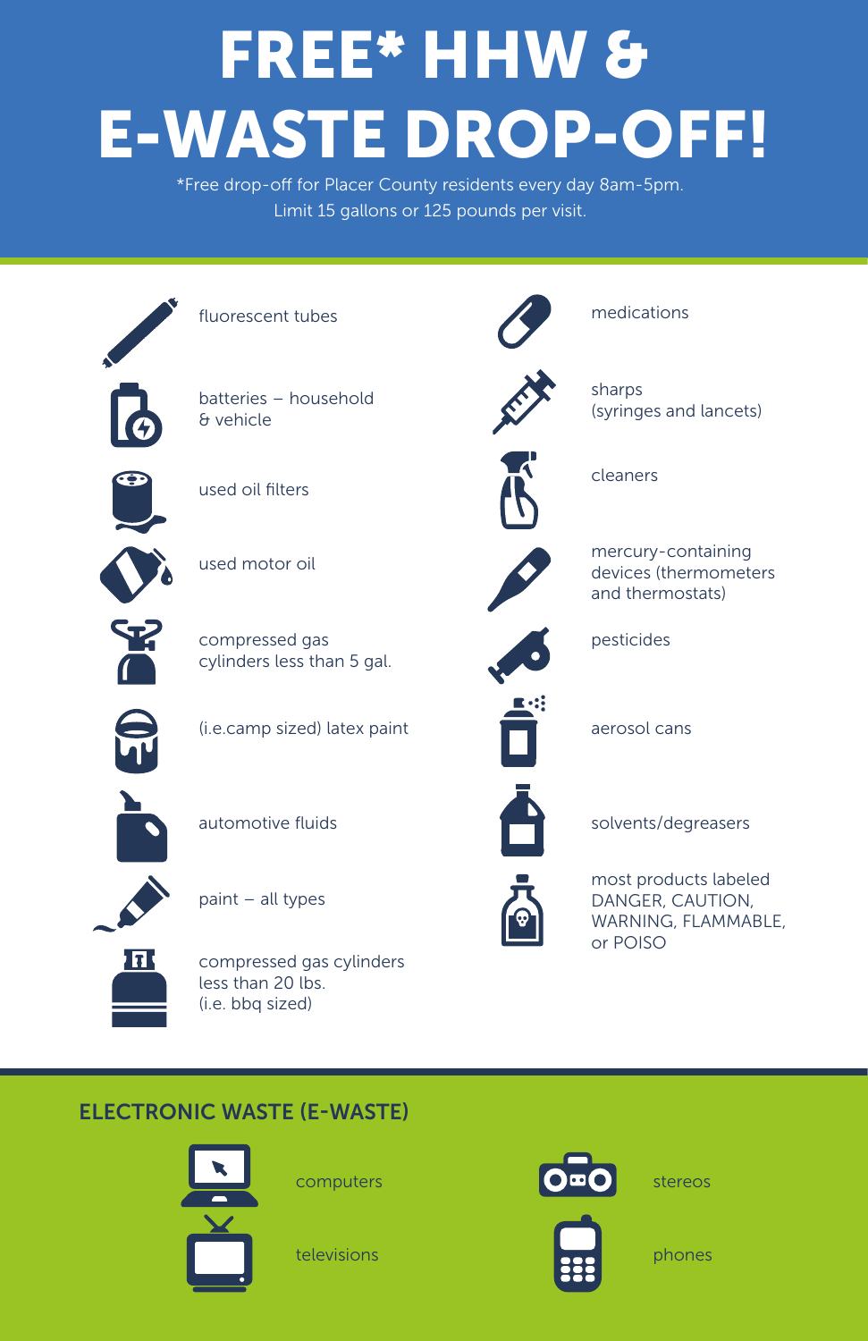# FREE* HHW & E-WASTE DROP-OFF!

*Free drop-off for Placer County residents every day 8am-5pm.
Limit 15 gallons or 125 pounds per visit.

- fluorescent tubes
- batteries – household & vehicle
- used oil filters
- used motor oil
- compressed gas cylinders less than 5 gal.
- (i.e.camp sized) latex paint
- automotive fluids
- paint – all types
- compressed gas cylinders less than 20 lbs. (i.e. bbq sized)
- medications
- sharps (syringes and lancets)
- cleaners
- mercury-containing devices (thermometers and thermostats)
- pesticides
- aerosol cans
- solvents/degreasers
- most products labeled DANGER, CAUTION, WARNING, FLAMMABLE, or POISO

## ELECTRONIC WASTE (E-WASTE)

- computers
- televisions
- stereos
- phones